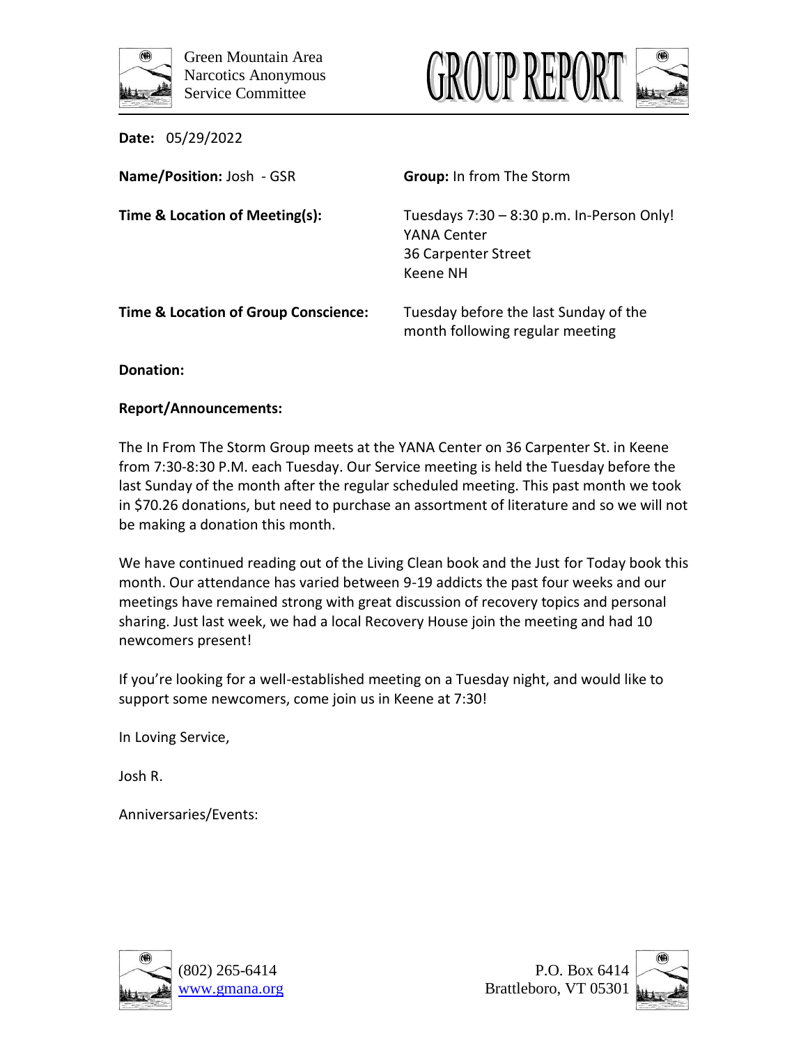Green Mountain Area
Narcotics Anonymous
Service Committee

# GROUP REPORT

**Date:** 05/29/2022

**Name/Position:** Josh - GSR

**Group:** In from The Storm

**Time & Location of Meeting(s):** Tuesdays 7:30 – 8:30 p.m. In-Person Only!
YANA Center
36 Carpenter Street
Keene NH

**Time & Location of Group Conscience:** Tuesday before the last Sunday of the month following regular meeting

**Donation:**

**Report/Announcements:**

The In From The Storm Group meets at the YANA Center on 36 Carpenter St. in Keene from 7:30-8:30 P.M. each Tuesday. Our Service meeting is held the Tuesday before the last Sunday of the month after the regular scheduled meeting. This past month we took in $70.26 donations, but need to purchase an assortment of literature and so we will not be making a donation this month.

We have continued reading out of the Living Clean book and the Just for Today book this month. Our attendance has varied between 9-19 addicts the past four weeks and our meetings have remained strong with great discussion of recovery topics and personal sharing. Just last week, we had a local Recovery House join the meeting and had 10 newcomers present!

If you're looking for a well-established meeting on a Tuesday night, and would like to support some newcomers, come join us in Keene at 7:30!

In Loving Service,

Josh R.

Anniversaries/Events:

(802) 265-6414
www.gmana.org

P.O. Box 6414
Brattleboro, VT 05301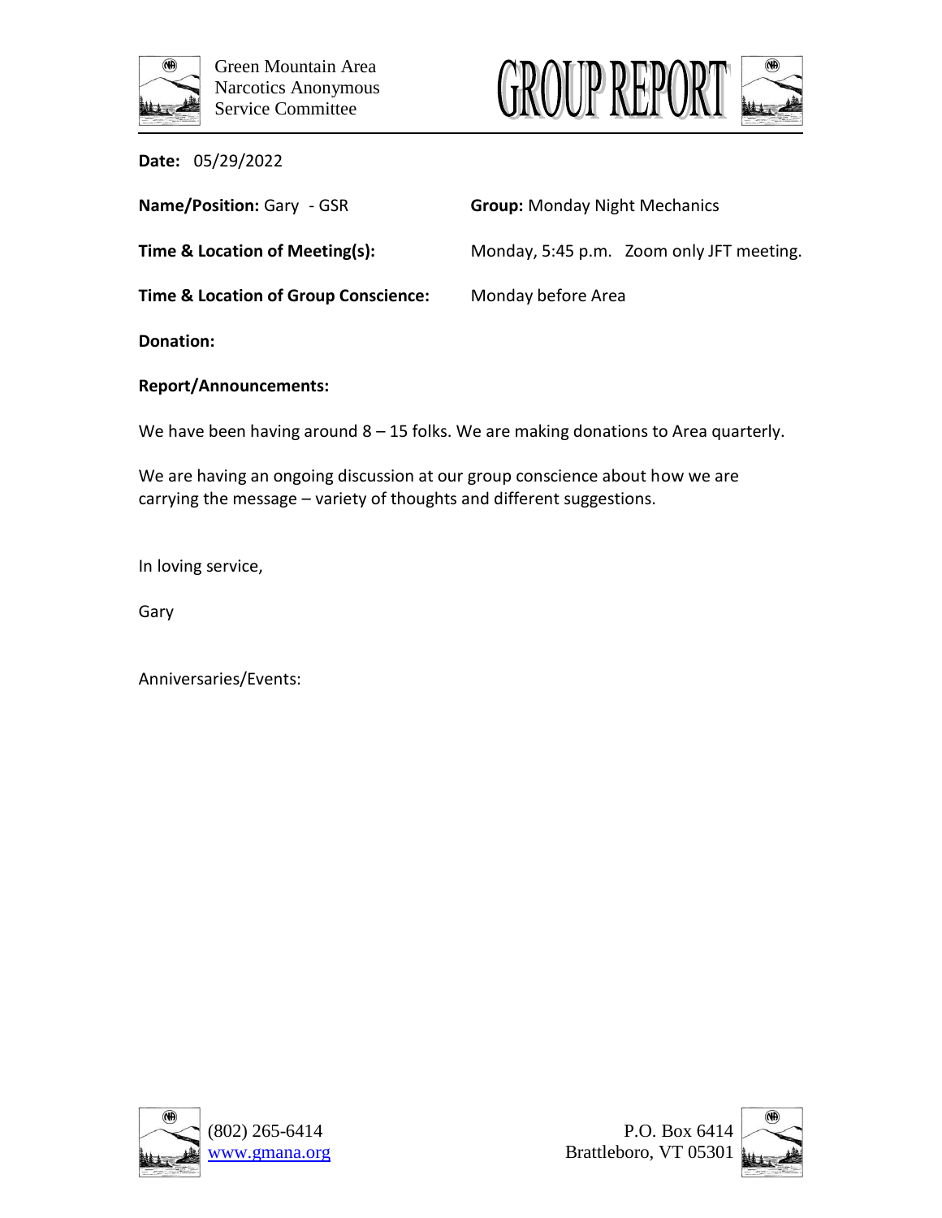Green Mountain Area
Narcotics Anonymous
Service Committee

# GROUP REPORT

**Date:** 05/29/2022

**Name/Position:** Gary - GSR

**Group:** Monday Night Mechanics

**Time & Location of Meeting(s):** Monday, 5:45 p.m. Zoom only JFT meeting.

**Time & Location of Group Conscience:** Monday before Area

**Donation:**

**Report/Announcements:**

We have been having around 8 – 15 folks. We are making donations to Area quarterly.

We are having an ongoing discussion at our group conscience about how we are carrying the message – variety of thoughts and different suggestions.

In loving service,

Gary

Anniversaries/Events:

(802) 265-6414
www.gmana.org

P.O. Box 6414
Brattleboro, VT 05301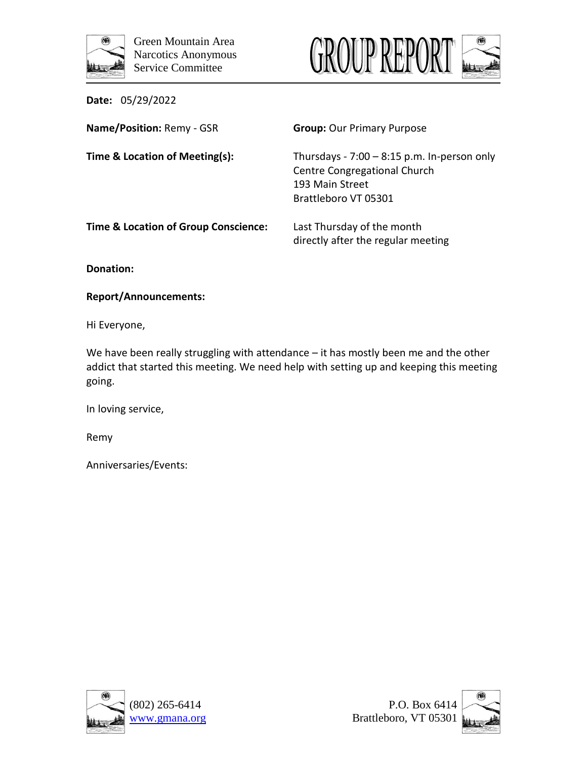Green Mountain Area
Narcotics Anonymous
Service Committee

# GROUP REPORT

**Date:** 05/29/2022

**Name/Position:** Remy - GSR

**Group:** Our Primary Purpose

**Time & Location of Meeting(s):** Thursdays - 7:00 – 8:15 p.m. In-person only
Centre Congregational Church
193 Main Street
Brattleboro VT 05301

**Time & Location of Group Conscience:** Last Thursday of the month
directly after the regular meeting

**Donation:**

**Report/Announcements:**

Hi Everyone,

We have been really struggling with attendance – it has mostly been me and the other addict that started this meeting. We need help with setting up and keeping this meeting going.

In loving service,

Remy

Anniversaries/Events:

(802) 265-6414
www.gmana.org

P.O. Box 6414
Brattleboro, VT 05301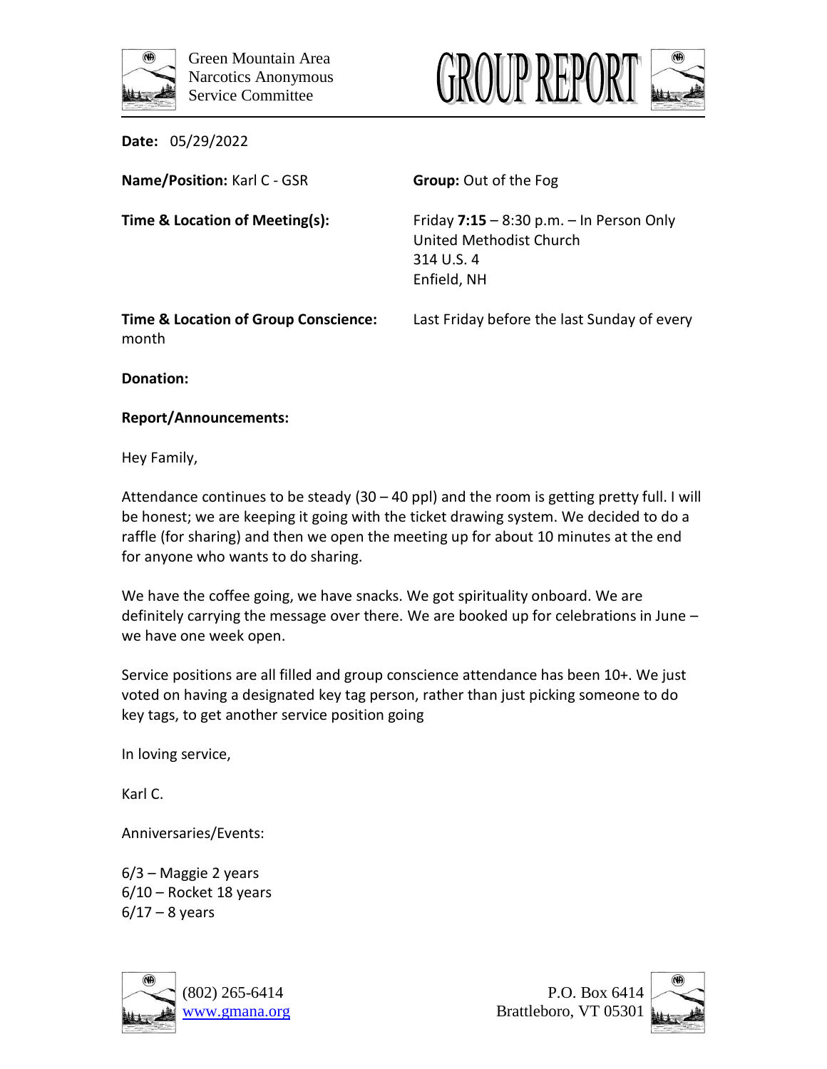Green Mountain Area
Narcotics Anonymous
Service Committee

# GROUP REPORT

**Date:** 05/29/2022

**Name/Position:** Karl C - GSR

**Group:** Out of the Fog

**Time & Location of Meeting(s):** Friday **7:15** – 8:30 p.m. – In Person Only
United Methodist Church
314 U.S. 4
Enfield, NH

**Time & Location of Group Conscience:** Last Friday before the last Sunday of every month

**Donation:**

**Report/Announcements:**

Hey Family,

Attendance continues to be steady (30 – 40 ppl) and the room is getting pretty full. I will be honest; we are keeping it going with the ticket drawing system. We decided to do a raffle (for sharing) and then we open the meeting up for about 10 minutes at the end for anyone who wants to do sharing.

We have the coffee going, we have snacks. We got spirituality onboard. We are definitely carrying the message over there. We are booked up for celebrations in June – we have one week open.

Service positions are all filled and group conscience attendance has been 10+. We just voted on having a designated key tag person, rather than just picking someone to do key tags, to get another service position going

In loving service,

Karl C.

Anniversaries/Events:

6/3 – Maggie 2 years
6/10 – Rocket 18 years
6/17 – 8 years

(802) 265-6414
www.gmana.org

P.O. Box 6414
Brattleboro, VT 05301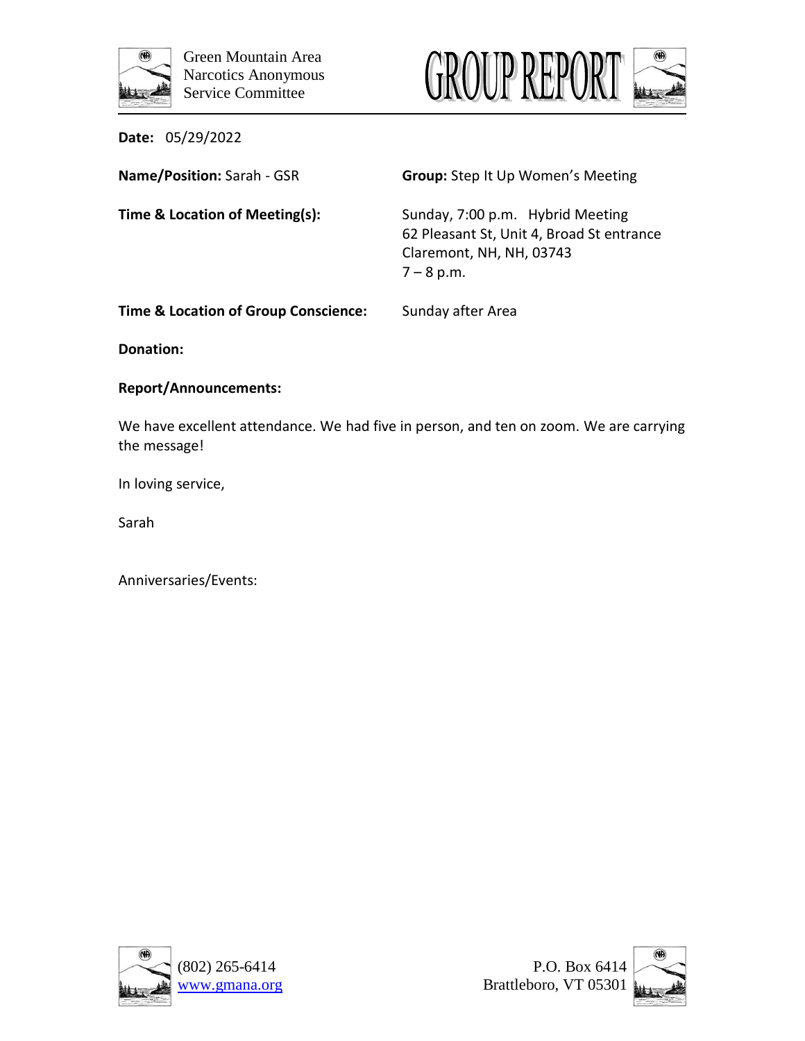Green Mountain Area
Narcotics Anonymous
Service Committee

# GROUP REPORT

**Date:** 05/29/2022

**Name/Position:** Sarah - GSR

**Group:** Step It Up Women's Meeting

**Time & Location of Meeting(s):** Sunday, 7:00 p.m. Hybrid Meeting
62 Pleasant St, Unit 4, Broad St entrance
Claremont, NH, NH, 03743
7 – 8 p.m.

**Time & Location of Group Conscience:** Sunday after Area

**Donation:**

**Report/Announcements:**

We have excellent attendance. We had five in person, and ten on zoom. We are carrying the message!

In loving service,

Sarah

Anniversaries/Events:

(802) 265-6414
www.gmana.org

P.O. Box 6414
Brattleboro, VT 05301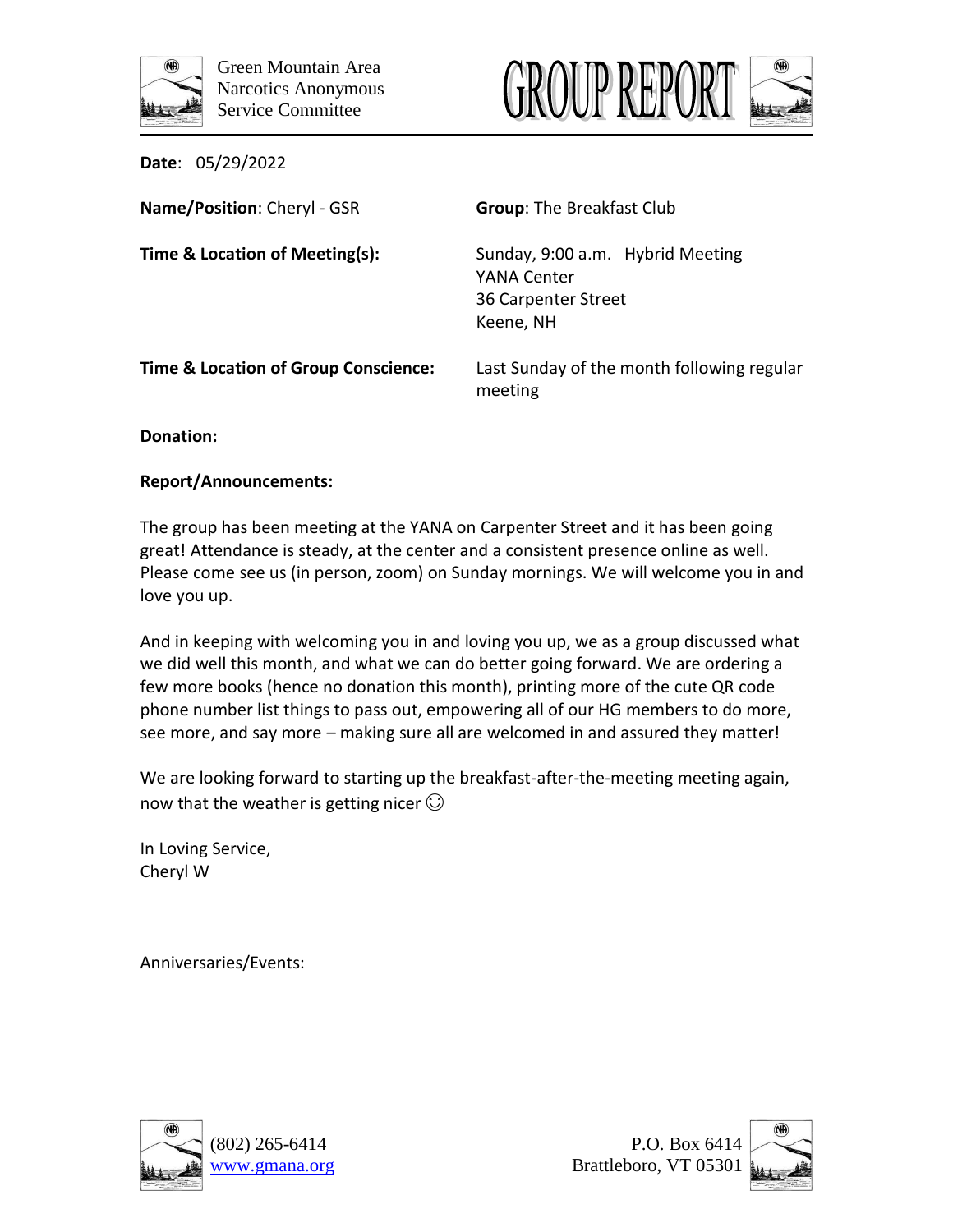Green Mountain Area
Narcotics Anonymous
Service Committee

# GROUP REPORT

**Date**: 05/29/2022

**Name/Position**: Cheryl - GSR

**Group**: The Breakfast Club

**Time & Location of Meeting(s):** Sunday, 9:00 a.m. Hybrid Meeting
YANA Center
36 Carpenter Street
Keene, NH

**Time & Location of Group Conscience:** Last Sunday of the month following regular meeting

**Donation:**

**Report/Announcements:**

The group has been meeting at the YANA on Carpenter Street and it has been going great! Attendance is steady, at the center and a consistent presence online as well. Please come see us (in person, zoom) on Sunday mornings. We will welcome you in and love you up.

And in keeping with welcoming you in and loving you up, we as a group discussed what we did well this month, and what we can do better going forward. We are ordering a few more books (hence no donation this month), printing more of the cute QR code phone number list things to pass out, empowering all of our HG members to do more, see more, and say more – making sure all are welcomed in and assured they matter!

We are looking forward to starting up the breakfast-after-the-meeting meeting again, now that the weather is getting nicer ☺

In Loving Service,
Cheryl W

Anniversaries/Events:

(802) 265-6414
www.gmana.org

P.O. Box 6414
Brattleboro, VT 05301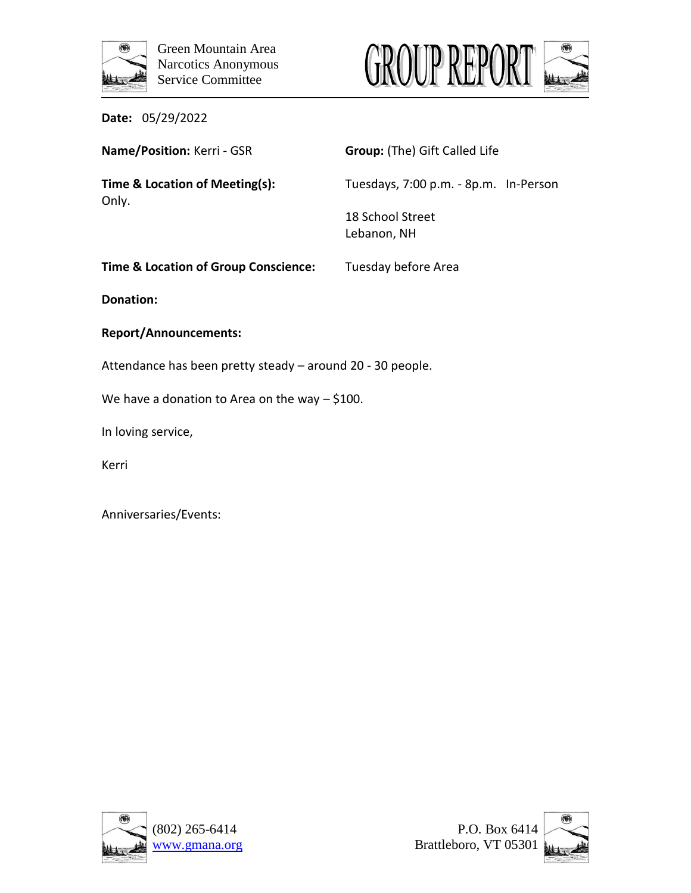Green Mountain Area
Narcotics Anonymous
Service Committee

# GROUP REPORT

**Date:** 05/29/2022

**Name/Position:** Kerri - GSR

**Group:** (The) Gift Called Life

**Time & Location of Meeting(s):** Tuesdays, 7:00 p.m. - 8p.m. In-Person Only.

18 School Street
Lebanon, NH

**Time & Location of Group Conscience:** Tuesday before Area

**Donation:**

**Report/Announcements:**

Attendance has been pretty steady – around 20 - 30 people.

We have a donation to Area on the way – $100.

In loving service,

Kerri

Anniversaries/Events:

(802) 265-6414
www.gmana.org

P.O. Box 6414
Brattleboro, VT 05301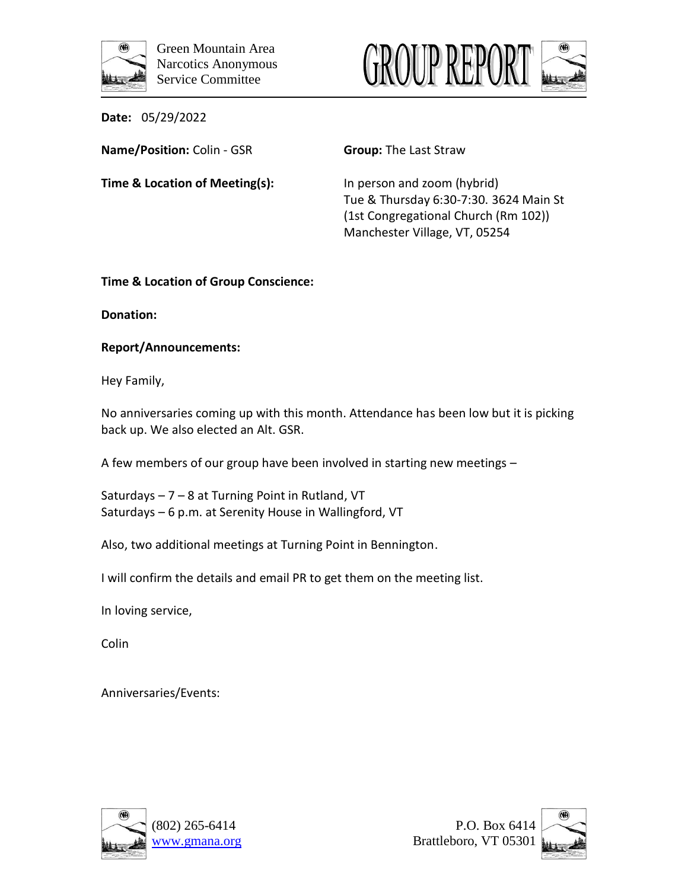Green Mountain Area
Narcotics Anonymous
Service Committee

# GROUP REPORT

**Date:** 05/29/2022

**Name/Position:** Colin - GSR

**Group:** The Last Straw

**Time & Location of Meeting(s):** In person and zoom (hybrid)
Tue & Thursday 6:30-7:30. 3624 Main St
(1st Congregational Church (Rm 102))
Manchester Village, VT, 05254

**Time & Location of Group Conscience:**

**Donation:**

**Report/Announcements:**

Hey Family,

No anniversaries coming up with this month. Attendance has been low but it is picking back up. We also elected an Alt. GSR.

A few members of our group have been involved in starting new meetings –

Saturdays – 7 – 8 at Turning Point in Rutland, VT
Saturdays – 6 p.m. at Serenity House in Wallingford, VT

Also, two additional meetings at Turning Point in Bennington.

I will confirm the details and email PR to get them on the meeting list.

In loving service,

Colin

Anniversaries/Events:

(802) 265-6414
www.gmana.org

P.O. Box 6414
Brattleboro, VT 05301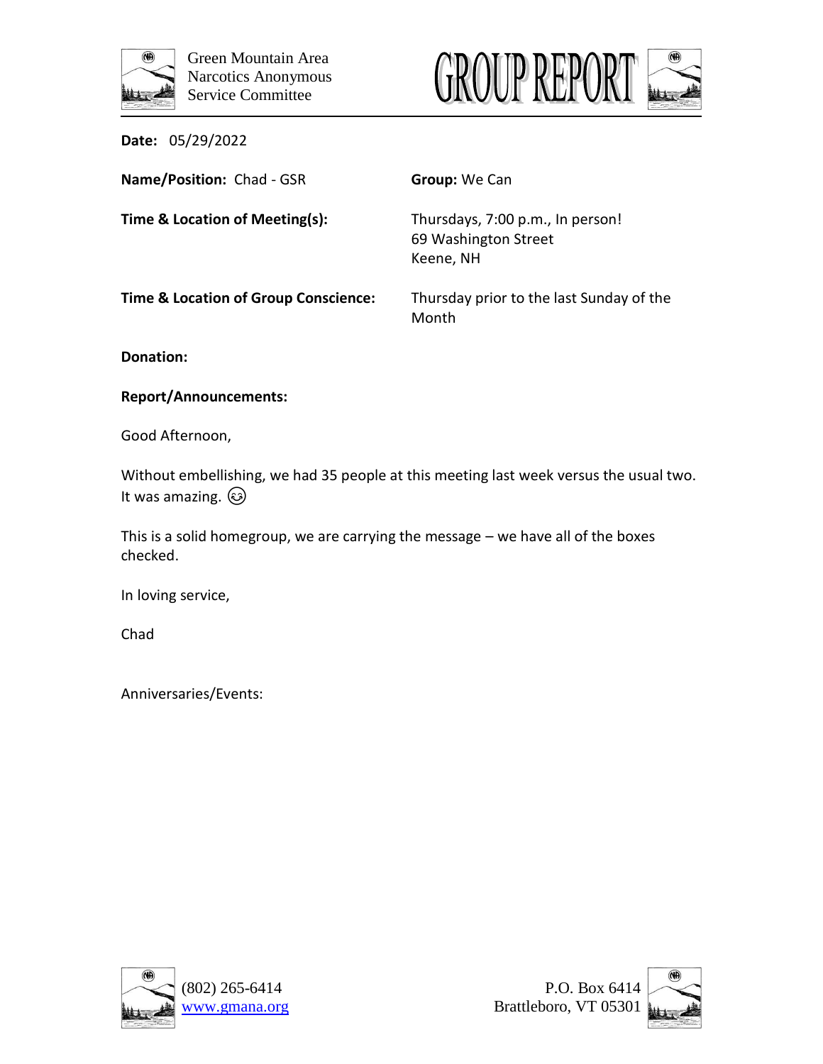Green Mountain Area
Narcotics Anonymous
Service Committee

# GROUP REPORT

**Date:** 05/29/2022

**Name/Position:** Chad - GSR

**Group:** We Can

**Time & Location of Meeting(s):** Thursdays, 7:00 p.m., In person!
69 Washington Street
Keene, NH

**Time & Location of Group Conscience:** Thursday prior to the last Sunday of the Month

**Donation:**

**Report/Announcements:**

Good Afternoon,

Without embellishing, we had 35 people at this meeting last week versus the usual two. It was amazing. 😊

This is a solid homegroup, we are carrying the message – we have all of the boxes checked.

In loving service,

Chad

Anniversaries/Events:

(802) 265-6414
www.gmana.org

P.O. Box 6414
Brattleboro, VT 05301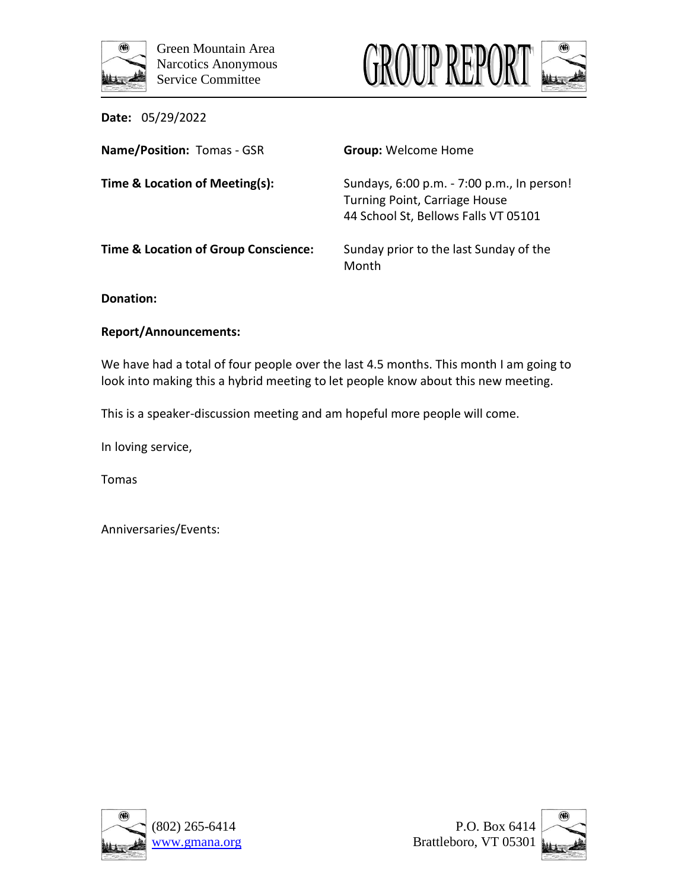Green Mountain Area
Narcotics Anonymous
Service Committee

# GROUP REPORT

**Date:** 05/29/2022

**Name/Position:** Tomas - GSR

**Group:** Welcome Home

**Time & Location of Meeting(s):** Sundays, 6:00 p.m. - 7:00 p.m., In person!
Turning Point, Carriage House
44 School St, Bellows Falls VT 05101

**Time & Location of Group Conscience:** Sunday prior to the last Sunday of the Month

**Donation:**

**Report/Announcements:**

We have had a total of four people over the last 4.5 months. This month I am going to look into making this a hybrid meeting to let people know about this new meeting.

This is a speaker-discussion meeting and am hopeful more people will come.

In loving service,

Tomas

Anniversaries/Events:

(802) 265-6414
www.gmana.org

P.O. Box 6414
Brattleboro, VT 05301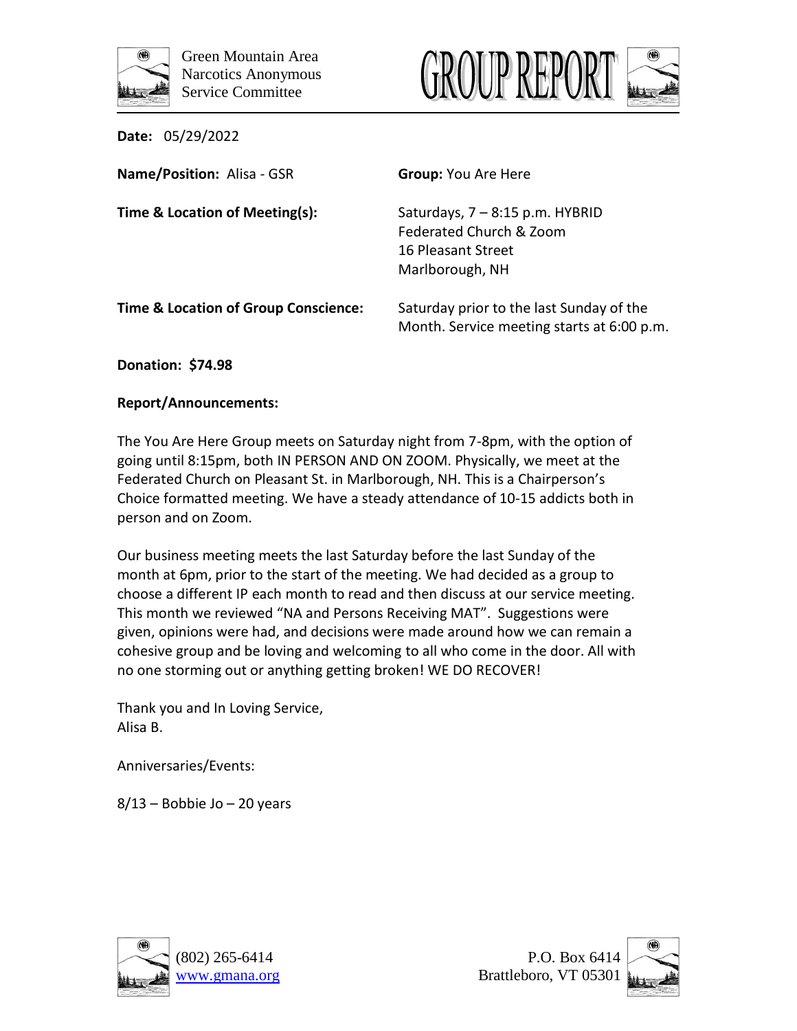Green Mountain Area
Narcotics Anonymous
Service Committee

# GROUP REPORT

**Date:** 05/29/2022

**Name/Position:** Alisa - GSR

**Group:** You Are Here

**Time & Location of Meeting(s):** Saturdays, 7 – 8:15 p.m. HYBRID
Federated Church & Zoom
16 Pleasant Street
Marlborough, NH

**Time & Location of Group Conscience:** Saturday prior to the last Sunday of the Month. Service meeting starts at 6:00 p.m.

**Donation: $74.98**

**Report/Announcements:**

The You Are Here Group meets on Saturday night from 7-8pm, with the option of going until 8:15pm, both IN PERSON AND ON ZOOM. Physically, we meet at the Federated Church on Pleasant St. in Marlborough, NH. This is a Chairperson's Choice formatted meeting. We have a steady attendance of 10-15 addicts both in person and on Zoom.

Our business meeting meets the last Saturday before the last Sunday of the month at 6pm, prior to the start of the meeting. We had decided as a group to choose a different IP each month to read and then discuss at our service meeting. This month we reviewed "NA and Persons Receiving MAT". Suggestions were given, opinions were had, and decisions were made around how we can remain a cohesive group and be loving and welcoming to all who come in the door. All with no one storming out or anything getting broken! WE DO RECOVER!

Thank you and In Loving Service,
Alisa B.

Anniversaries/Events:

8/13 – Bobbie Jo – 20 years

(802) 265-6414
www.gmana.org

P.O. Box 6414
Brattleboro, VT 05301